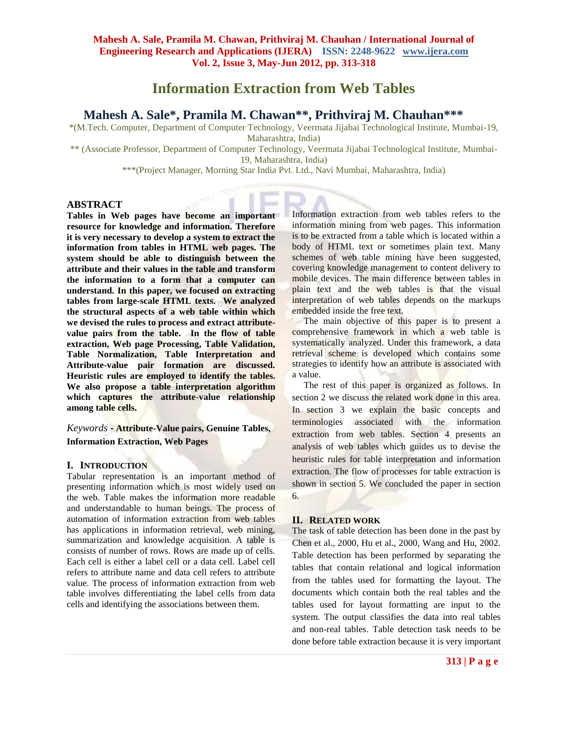# Information Extraction from Web Tables

## Mahesh A. Sale*, Pramila M. Chawan**, Prithviraj M. Chauhan***

*(M.Tech. Computer, Department of Computer Technology, Veermata Jijabai Technological Institute, Mumbai-19, Maharashtra, India)

** (Associate Professor, Department of Computer Technology, Veermata Jijabai Technological Institute, Mumbai-19, Maharashtra, India)

***(Project Manager, Morning Star India Pvt. Ltd., Navi Mumbai, Maharashtra, India)

### ABSTRACT

**Tables in Web pages have become an important resource for knowledge and information. Therefore it is very necessary to develop a system to extract the information from tables in HTML web pages. The system should be able to distinguish between the attribute and their values in the table and transform the information to a form that a computer can understand. In this paper, we focused on extracting tables from large-scale HTML texts. We analyzed the structural aspects of a web table within which we devised the rules to process and extract attribute-value pairs from the table. In the flow of table extraction, Web page Processing, Table Validation, Table Normalization, Table Interpretation and Attribute-value pair formation are discussed. Heuristic rules are employed to identify the tables. We also propose a table interpretation algorithm which captures the attribute-value relationship among table cells.**

*Keywords* - **Attribute-Value pairs, Genuine Tables, Information Extraction, Web Pages**

### I. Introduction

Tabular representation is an important method of presenting information which is most widely used on the web. Table makes the information more readable and understandable to human beings. The process of automation of information extraction from web tables has applications in information retrieval, web mining, summarization and knowledge acquisition. A table is consists of number of rows. Rows are made up of cells. Each cell is either a label cell or a data cell. Label cell refers to attribute name and data cell refers to attribute value. The process of information extraction from web table involves differentiating the label cells from data cells and identifying the associations between them.

Information extraction from web tables refers to the information mining from web pages. This information is to be extracted from a table which is located within a body of HTML text or sometimes plain text. Many schemes of web table mining have been suggested, covering knowledge management to content delivery to mobile devices. The main difference between tables in plain text and the web tables is that the visual interpretation of web tables depends on the markups embedded inside the free text.

The main objective of this paper is to present a comprehensive framework in which a web table is systematically analyzed. Under this framework, a data retrieval scheme is developed which contains some strategies to identify how an attribute is associated with a value.

The rest of this paper is organized as follows. In section 2 we discuss the related work done in this area. In section 3 we explain the basic concepts and terminologies associated with the information extraction from web tables. Section 4 presents an analysis of web tables which guides us to devise the heuristic rules for table interpretation and information extraction. The flow of processes for table extraction is shown in section 5. We concluded the paper in section 6.

### II. Related work

The task of table detection has been done in the past by Chen et al., 2000, Hu et al., 2000, Wang and Hu, 2002. Table detection has been performed by separating the tables that contain relational and logical information from the tables used for formatting the layout. The documents which contain both the real tables and the tables used for layout formatting are input to the system. The output classifies the data into real tables and non-real tables. Table detection task needs to be done before table extraction because it is very important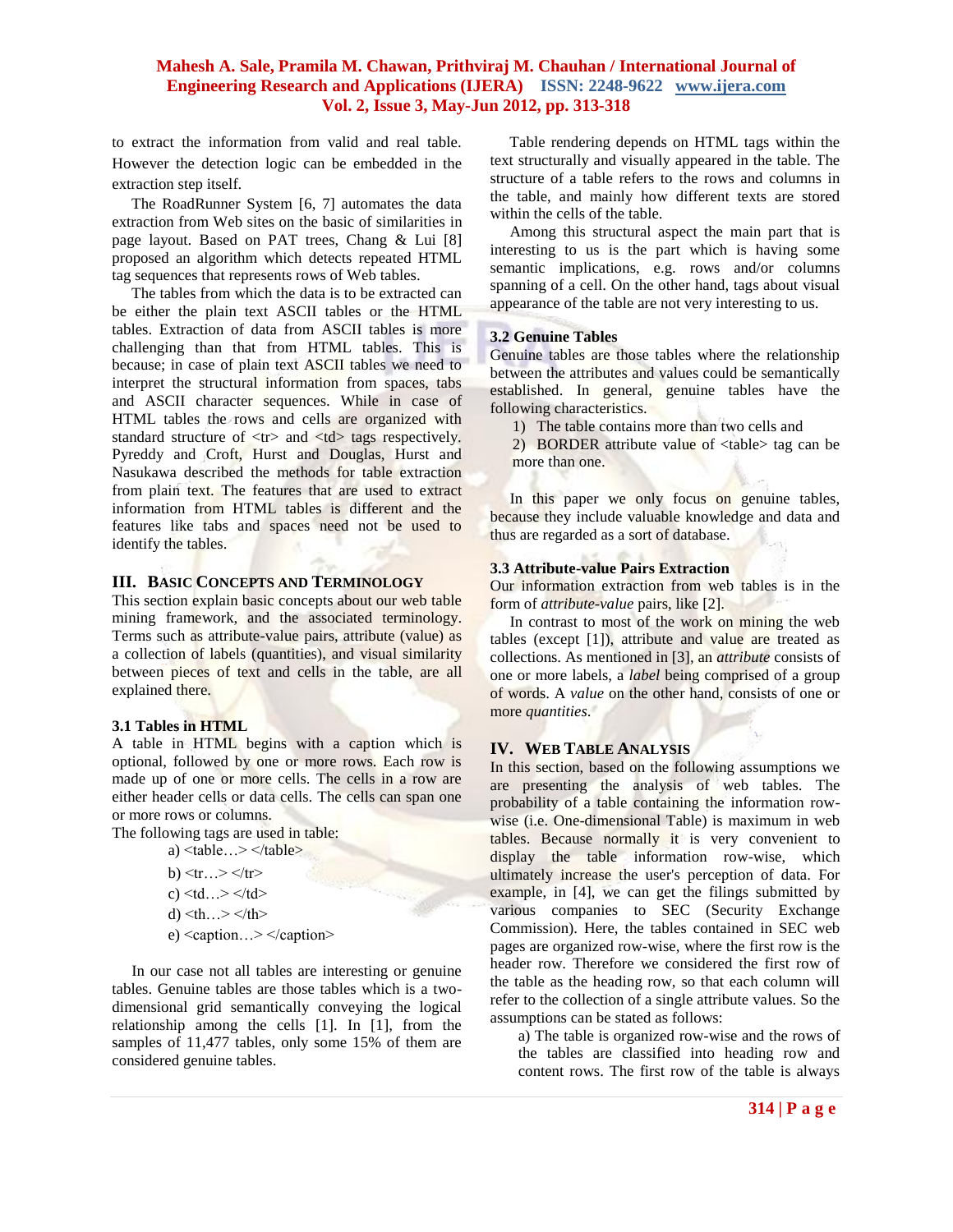to extract the information from valid and real table. However the detection logic can be embedded in the extraction step itself.

The RoadRunner System [6, 7] automates the data extraction from Web sites on the basic of similarities in page layout. Based on PAT trees, Chang & Lui [8] proposed an algorithm which detects repeated HTML tag sequences that represents rows of Web tables.

The tables from which the data is to be extracted can be either the plain text ASCII tables or the HTML tables. Extraction of data from ASCII tables is more challenging than that from HTML tables. This is because; in case of plain text ASCII tables we need to interpret the structural information from spaces, tabs and ASCII character sequences. While in case of HTML tables the rows and cells are organized with standard structure of <tr> and <td> tags respectively. Pyreddy and Croft, Hurst and Douglas, Hurst and Nasukawa described the methods for table extraction from plain text. The features that are used to extract information from HTML tables is different and the features like tabs and spaces need not be used to identify the tables.

## III. Basic Concepts and Terminology

This section explain basic concepts about our web table mining framework, and the associated terminology. Terms such as attribute-value pairs, attribute (value) as a collection of labels (quantities), and visual similarity between pieces of text and cells in the table, are all explained there.

### 3.1 Tables in HTML

A table in HTML begins with a caption which is optional, followed by one or more rows. Each row is made up of one or more cells. The cells in a row are either header cells or data cells. The cells can span one or more rows or columns.

The following tags are used in table:

a) <table…> </table>

b) <tr…> </tr>

c) <td…> </td>

d) <th…> </th>

e) <caption…> </caption>

In our case not all tables are interesting or genuine tables. Genuine tables are those tables which is a two-dimensional grid semantically conveying the logical relationship among the cells [1]. In [1], from the samples of 11,477 tables, only some 15% of them are considered genuine tables.

Table rendering depends on HTML tags within the text structurally and visually appeared in the table. The structure of a table refers to the rows and columns in the table, and mainly how different texts are stored within the cells of the table.

Among this structural aspect the main part that is interesting to us is the part which is having some semantic implications, e.g. rows and/or columns spanning of a cell. On the other hand, tags about visual appearance of the table are not very interesting to us.

### 3.2 Genuine Tables

Genuine tables are those tables where the relationship between the attributes and values could be semantically established. In general, genuine tables have the following characteristics.

1) The table contains more than two cells and
2) BORDER attribute value of <table> tag can be more than one.

In this paper we only focus on genuine tables, because they include valuable knowledge and data and thus are regarded as a sort of database.

### 3.3 Attribute-value Pairs Extraction

Our information extraction from web tables is in the form of *attribute-value* pairs, like [2].

In contrast to most of the work on mining the web tables (except [1]), attribute and value are treated as collections. As mentioned in [3], an *attribute* consists of one or more labels, a *label* being comprised of a group of words. A *value* on the other hand, consists of one or more *quantities*.

## IV. Web Table Analysis

In this section, based on the following assumptions we are presenting the analysis of web tables. The probability of a table containing the information row-wise (i.e. One-dimensional Table) is maximum in web tables. Because normally it is very convenient to display the table information row-wise, which ultimately increase the user's perception of data. For example, in [4], we can get the filings submitted by various companies to SEC (Security Exchange Commission). Here, the tables contained in SEC web pages are organized row-wise, where the first row is the header row. Therefore we considered the first row of the table as the heading row, so that each column will refer to the collection of a single attribute values. So the assumptions can be stated as follows:

a) The table is organized row-wise and the rows of the tables are classified into heading row and content rows. The first row of the table is always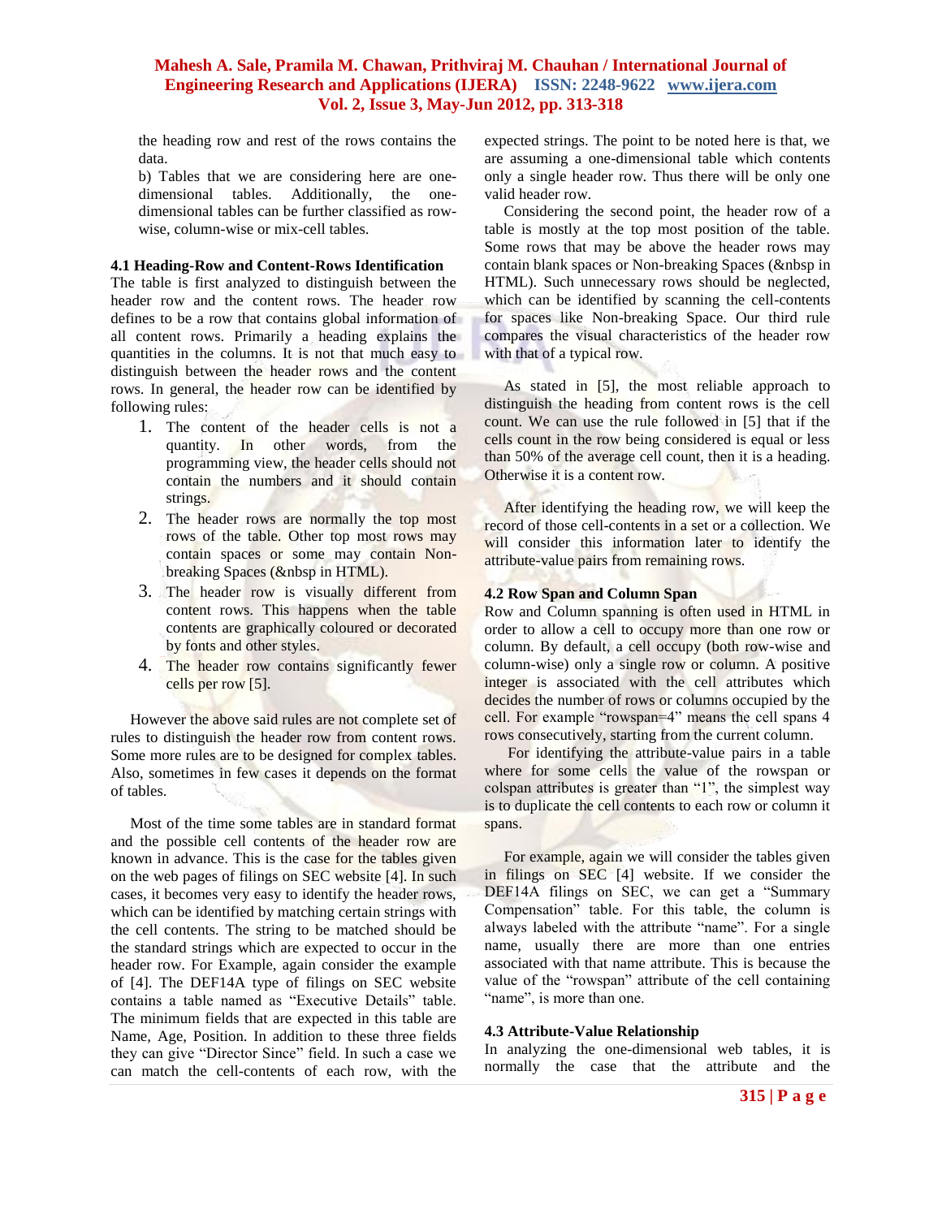the heading row and rest of the rows contains the data.

b) Tables that we are considering here are one-dimensional tables. Additionally, the one-dimensional tables can be further classified as row-wise, column-wise or mix-cell tables.

### 4.1 Heading-Row and Content-Rows Identification

The table is first analyzed to distinguish between the header row and the content rows. The header row defines to be a row that contains global information of all content rows. Primarily a heading explains the quantities in the columns. It is not that much easy to distinguish between the header rows and the content rows. In general, the header row can be identified by following rules:

1. The content of the header cells is not a quantity. In other words, from the programming view, the header cells should not contain the numbers and it should contain strings.
2. The header rows are normally the top most rows of the table. Other top most rows may contain spaces or some may contain Non-breaking Spaces (&nbsp in HTML).
3. The header row is visually different from content rows. This happens when the table contents are graphically coloured or decorated by fonts and other styles.
4. The header row contains significantly fewer cells per row [5].

However the above said rules are not complete set of rules to distinguish the header row from content rows. Some more rules are to be designed for complex tables. Also, sometimes in few cases it depends on the format of tables.

Most of the time some tables are in standard format and the possible cell contents of the header row are known in advance. This is the case for the tables given on the web pages of filings on SEC website [4]. In such cases, it becomes very easy to identify the header rows, which can be identified by matching certain strings with the cell contents. The string to be matched should be the standard strings which are expected to occur in the header row. For Example, again consider the example of [4]. The DEF14A type of filings on SEC website contains a table named as "Executive Details" table. The minimum fields that are expected in this table are Name, Age, Position. In addition to these three fields they can give "Director Since" field. In such a case we can match the cell-contents of each row, with the expected strings. The point to be noted here is that, we are assuming a one-dimensional table which contents only a single header row. Thus there will be only one valid header row.

Considering the second point, the header row of a table is mostly at the top most position of the table. Some rows that may be above the header rows may contain blank spaces or Non-breaking Spaces (&nbsp in HTML). Such unnecessary rows should be neglected, which can be identified by scanning the cell-contents for spaces like Non-breaking Space. Our third rule compares the visual characteristics of the header row with that of a typical row.

As stated in [5], the most reliable approach to distinguish the heading from content rows is the cell count. We can use the rule followed in [5] that if the cells count in the row being considered is equal or less than 50% of the average cell count, then it is a heading. Otherwise it is a content row.

After identifying the heading row, we will keep the record of those cell-contents in a set or a collection. We will consider this information later to identify the attribute-value pairs from remaining rows.

### 4.2 Row Span and Column Span

Row and Column spanning is often used in HTML in order to allow a cell to occupy more than one row or column. By default, a cell occupy (both row-wise and column-wise) only a single row or column. A positive integer is associated with the cell attributes which decides the number of rows or columns occupied by the cell. For example "rowspan=4" means the cell spans 4 rows consecutively, starting from the current column.

For identifying the attribute-value pairs in a table where for some cells the value of the rowspan or colspan attributes is greater than "1", the simplest way is to duplicate the cell contents to each row or column it spans.

For example, again we will consider the tables given in filings on SEC [4] website. If we consider the DEF14A filings on SEC, we can get a "Summary Compensation" table. For this table, the column is always labeled with the attribute "name". For a single name, usually there are more than one entries associated with that name attribute. This is because the value of the "rowspan" attribute of the cell containing "name", is more than one.

### 4.3 Attribute-Value Relationship

In analyzing the one-dimensional web tables, it is normally the case that the attribute and the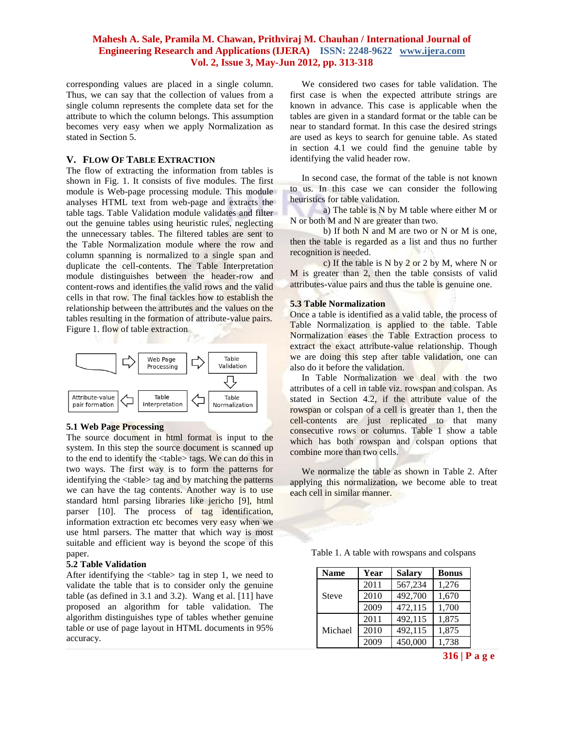corresponding values are placed in a single column. Thus, we can say that the collection of values from a single column represents the complete data set for the attribute to which the column belongs. This assumption becomes very easy when we apply Normalization as stated in Section 5.

## V. Flow Of Table Extraction

The flow of extracting the information from tables is shown in Fig. 1. It consists of five modules. The first module is Web-page processing module. This module analyses HTML text from web-page and extracts the table tags. Table Validation module validates and filter out the genuine tables using heuristic rules, neglecting the unnecessary tables. The filtered tables are sent to the Table Normalization module where the row and column spanning is normalized to a single span and duplicate the cell-contents. The Table Interpretation module distinguishes between the header-row and content-rows and identifies the valid rows and the valid cells in that row. The final tackles how to establish the relationship between the attributes and the values on the tables resulting in the formation of attribute-value pairs.

Figure 1. flow of table extraction

Web Page Processing ⇨ Table Validation ⇨ Table Normalization ⇨ Table Interpretation ⇨ Attribute-value pair formation

### 5.1 Web Page Processing

The source document in html format is input to the system. In this step the source document is scanned up to the end to identify the <table> tags. We can do this in two ways. The first way is to form the patterns for identifying the <table> tag and by matching the patterns we can have the tag contents. Another way is to use standard html parsing libraries like jericho [9], html parser [10]. The process of tag identification, information extraction etc becomes very easy when we use html parsers. The matter that which way is most suitable and efficient way is beyond the scope of this paper.

### 5.2 Table Validation

After identifying the <table> tag in step 1, we need to validate the table that is to consider only the genuine table (as defined in 3.1 and 3.2). Wang et al. [11] have proposed an algorithm for table validation. The algorithm distinguishes type of tables whether genuine table or use of page layout in HTML documents in 95% accuracy.

We considered two cases for table validation. The first case is when the expected attribute strings are known in advance. This case is applicable when the tables are given in a standard format or the table can be near to standard format. In this case the desired strings are used as keys to search for genuine table. As stated in section 4.1 we could find the genuine table by identifying the valid header row.

In second case, the format of the table is not known to us. In this case we can consider the following heuristics for table validation.

a) The table is N by M table where either M or N or both M and N are greater than two.

b) If both N and M are two or N or M is one, then the table is regarded as a list and thus no further recognition is needed.

c) If the table is N by 2 or 2 by M, where N or M is greater than 2, then the table consists of valid attributes-value pairs and thus the table is genuine one.

### 5.3 Table Normalization

Once a table is identified as a valid table, the process of Table Normalization is applied to the table. Table Normalization eases the Table Extraction process to extract the exact attribute-value relationship. Though we are doing this step after table validation, one can also do it before the validation.

In Table Normalization we deal with the two attributes of a cell in table viz. rowspan and colspan. As stated in Section 4.2, if the attribute value of the rowspan or colspan of a cell is greater than 1, then the cell-contents are just replicated to that many consecutive rows or columns. Table 1 show a table which has both rowspan and colspan options that combine more than two cells.

We normalize the table as shown in Table 2. After applying this normalization, we become able to treat each cell in similar manner.

Table 1. A table with rowspans and colspans

| Name | Year | Salary | Bonus |
|---|---|---|---|
| Steve | 2011 | 567,234 | 1,276 |
| | 2010 | 492,700 | 1,670 |
| | 2009 | 472,115 | 1,700 |
| Michael | 2011 | 492,115 | 1,875 |
| | 2010 | 492,115 | 1,875 |
| | 2009 | 450,000 | 1,738 |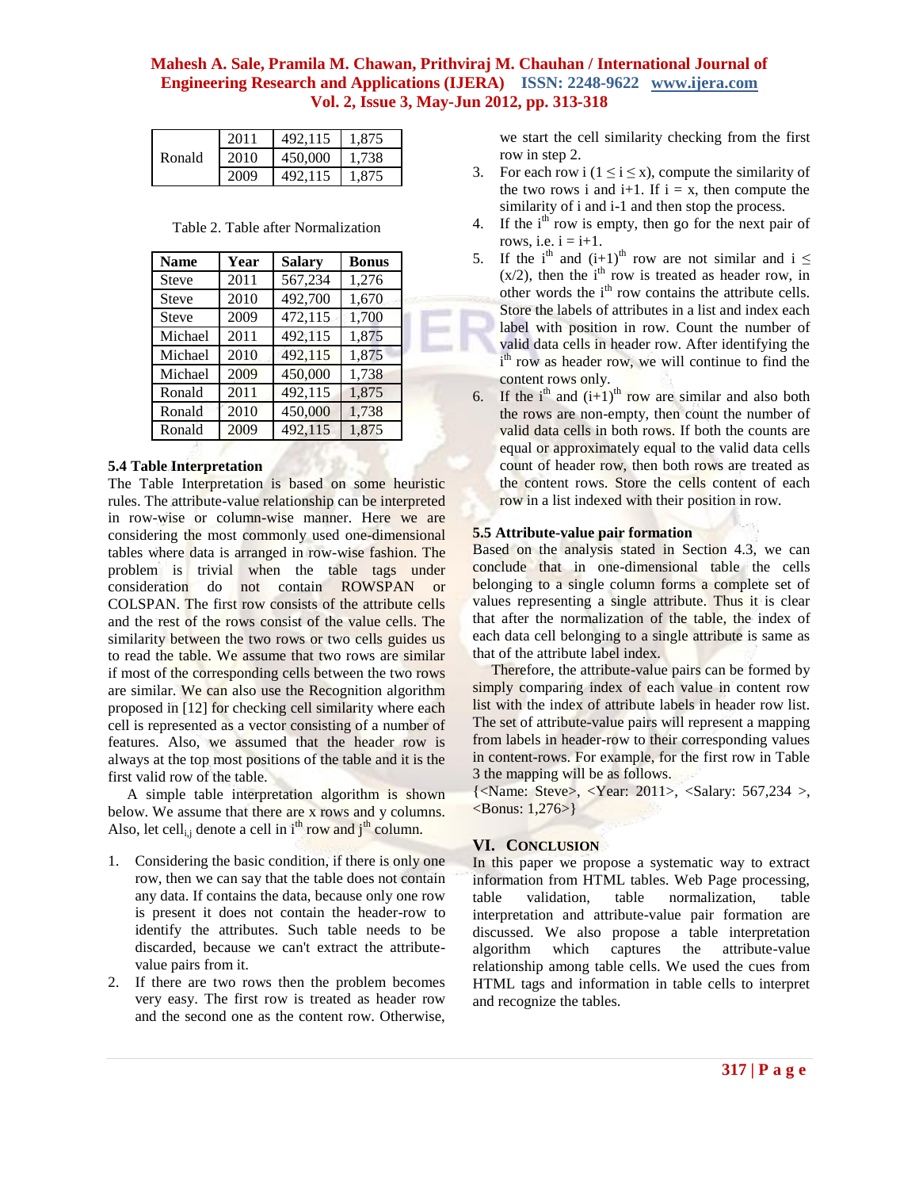| Ronald | 2011 | 492,115 | 1,875 |
|---|---|---|---|
| | 2010 | 450,000 | 1,738 |
| | 2009 | 492,115 | 1,875 |

Table 2. Table after Normalization

| Name | Year | Salary | Bonus |
|---|---|---|---|
| Steve | 2011 | 567,234 | 1,276 |
| Steve | 2010 | 492,700 | 1,670 |
| Steve | 2009 | 472,115 | 1,700 |
| Michael | 2011 | 492,115 | 1,875 |
| Michael | 2010 | 492,115 | 1,875 |
| Michael | 2009 | 450,000 | 1,738 |
| Ronald | 2011 | 492,115 | 1,875 |
| Ronald | 2010 | 450,000 | 1,738 |
| Ronald | 2009 | 492,115 | 1,875 |

### 5.4 Table Interpretation

The Table Interpretation is based on some heuristic rules. The attribute-value relationship can be interpreted in row-wise or column-wise manner. Here we are considering the most commonly used one-dimensional tables where data is arranged in row-wise fashion. The problem is trivial when the table tags under consideration do not contain ROWSPAN or COLSPAN. The first row consists of the attribute cells and the rest of the rows consist of the value cells. The similarity between the two rows or two cells guides us to read the table. We assume that two rows are similar if most of the corresponding cells between the two rows are similar. We can also use the Recognition algorithm proposed in [12] for checking cell similarity where each cell is represented as a vector consisting of a number of features. Also, we assumed that the header row is always at the top most positions of the table and it is the first valid row of the table.

A simple table interpretation algorithm is shown below. We assume that there are x rows and y columns. Also, let $cell_{i,j}$ denote a cell in $i^{th}$ row and $j^{th}$ column.

1. Considering the basic condition, if there is only one row, then we can say that the table does not contain any data. If contains the data, because only one row is present it does not contain the header-row to identify the attributes. Such table needs to be discarded, because we can't extract the attribute-value pairs from it.
2. If there are two rows then the problem becomes very easy. The first row is treated as header row and the second one as the content row. Otherwise, we start the cell similarity checking from the first row in step 2.
3. For each row i ($1 \leq i \leq x$), compute the similarity of the two rows i and i+1. If i = x, then compute the similarity of i and i-1 and then stop the process.
4. If the $i^{th}$ row is empty, then go for the next pair of rows, i.e. i = i+1.
5. If the $i^{th}$ and $(i+1)^{th}$ row are not similar and $i \leq (x/2)$, then the $i^{th}$ row is treated as header row, in other words the $i^{th}$ row contains the attribute cells. Store the labels of attributes in a list and index each label with position in row. Count the number of valid data cells in header row. After identifying the $i^{th}$ row as header row, we will continue to find the content rows only.
6. If the $i^{th}$ and $(i+1)^{th}$ row are similar and also both the rows are non-empty, then count the number of valid data cells in both rows. If both the counts are equal or approximately equal to the valid data cells count of header row, then both rows are treated as the content rows. Store the cells content of each row in a list indexed with their position in row.

### 5.5 Attribute-value pair formation

Based on the analysis stated in Section 4.3, we can conclude that in one-dimensional table the cells belonging to a single column forms a complete set of values representing a single attribute. Thus it is clear that after the normalization of the table, the index of each data cell belonging to a single attribute is same as that of the attribute label index.

Therefore, the attribute-value pairs can be formed by simply comparing index of each value in content row list with the index of attribute labels in header row list. The set of attribute-value pairs will represent a mapping from labels in header-row to their corresponding values in content-rows. For example, for the first row in Table 3 the mapping will be as follows.

{<Name: Steve>, <Year: 2011>, <Salary: 567,234 >, <Bonus: 1,276>}

## VI. Conclusion

In this paper we propose a systematic way to extract information from HTML tables. Web Page processing, table validation, table normalization, table interpretation and attribute-value pair formation are discussed. We also propose a table interpretation algorithm which captures the attribute-value relationship among table cells. We used the cues from HTML tags and information in table cells to interpret and recognize the tables.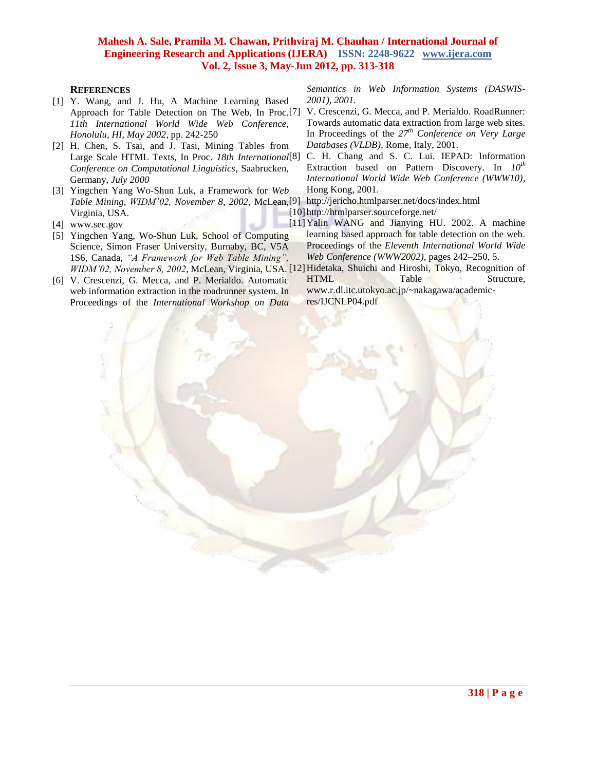## REFERENCES

[1] Y. Wang, and J. Hu, A Machine Learning Based Approach for Table Detection on The Web, In Proc. *11th International World Wide Web Conference, Honolulu, HI, May 2002*, pp. 242-250

[2] H. Chen, S. Tsai, and J. Tasi, Mining Tables from Large Scale HTML Texts, In Proc. *18th International Conference on Computational Linguistics*, Saabrucken, Germany, *July 2000*

[3] Yingchen Yang Wo-Shun Luk, a Framework for *Web Table Mining, WIDM'02, November 8, 2002*, McLean, Virginia, USA.

[4] www.sec.gov

[5] Yingchen Yang, Wo-Shun Luk, School of Computing Science, Simon Fraser University, Burnaby, BC, V5A 1S6, Canada, *"A Framework for Web Table Mining", WIDM'02, November 8, 2002*, McLean, Virginia, USA.

[6] V. Crescenzi, G. Mecca, and P. Merialdo. Automatic web information extraction in the roadrunner system. In Proceedings of the *International Workshop on Data Semantics in Web Information Systems (DASWIS-2001), 2001.*

[7] V. Crescenzi, G. Mecca, and P. Merialdo. RoadRunner: Towards automatic data extraction from large web sites. In Proceedings of the *27th Conference on Very Large Databases (VLDB)*, Rome, Italy, 2001.

[8] C. H. Chang and S. C. Lui. IEPAD: Information Extraction based on Pattern Discovery. In *10th International World Wide Web Conference (WWW10)*, Hong Kong, 2001.

[9] http://jericho.htmlparser.net/docs/index.html

[10] http://htmlparser.sourceforge.net/

[11] Yalin WANG and Jianying HU. 2002. A machine learning based approach for table detection on the web. Proceedings of the *Eleventh International World Wide Web Conference (WWW2002)*, pages 242–250, 5.

[12] Hidetaka, Shuichi and Hiroshi, Tokyo, Recognition of HTML Table Structure, www.r.dl.itc.utokyo.ac.jp/~nakagawa/academic-res/IJCNLP04.pdf